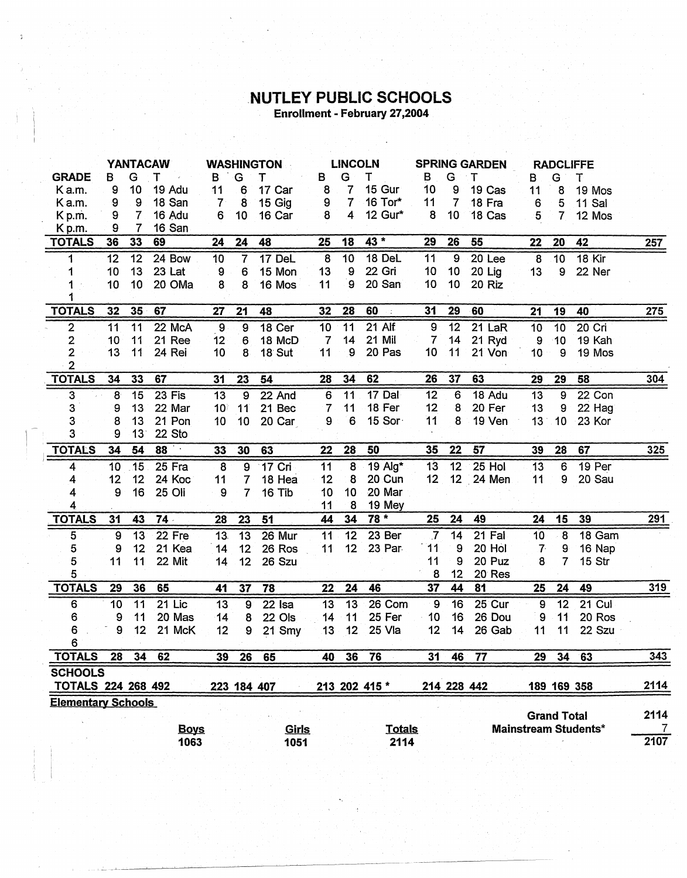# NUTLEY PUBLIC SCHOOLS

**Enrollment - February 27,2004**

| GRADE | YANTACAW B | G | T | | WASHINGTON B | G | T | | LINCOLN B | G | T | | SPRING GARDEN B | G | T | | RADCLIFFE B | G | T | | |
|---|---|---|---|---|---|---|---|---|---|---|---|---|---|---|---|---|---|---|---|---|---|
| K a.m. | 9 | 10 | 19 | Adu | 11 | 6 | 17 | Car | 8 | 7 | 15 | Gur | 10 | 9 | 19 | Cas | 11 | 8 | 19 | Mos | |
| K a.m. | 9 | 9 | 18 | San | 7 | 8 | 15 | Gig | 9 | 7 | 16 | Tor* | 11 | 7 | 18 | Fra | 6 | 5 | 11 | Sal | |
| K p.m. | 9 | 7 | 16 | Adu | 6 | 10 | 16 | Car | 8 | 4 | 12 | Gur* | 8 | 10 | 18 | Cas | 5 | 7 | 12 | Mos | |
| K p.m. | 9 | 7 | 16 | San | | | | | | | | | | | | | | | | | |
| **TOTALS** | **36** | **33** | **69** | | **24** | **24** | **48** | | **25** | **18** | **43 *** | | **29** | **26** | **55** | | **22** | **20** | **42** | | **257** |
| 1 | 12 | 12 | 24 | Bow | 10 | 7 | 17 | DeL | 8 | 10 | 18 | DeL | 11 | 9 | 20 | Lee | 8 | 10 | 18 | Kir | |
| 1 | 10 | 13 | 23 | Lat | 9 | 6 | 15 | Mon | 13 | 9 | 22 | Gri | 10 | 10 | 20 | Lig | 13 | 9 | 22 | Ner | |
| 1 | 10 | 10 | 20 | OMa | 8 | 8 | 16 | Mos | 11 | 9 | 20 | San | 10 | 10 | 20 | Riz | | | | | |
| 1 | | | | | | | | | | | | | | | | | | | | | |
| **TOTALS** | **32** | **35** | **67** | | **27** | **21** | **48** | | **32** | **28** | **60** | | **31** | **29** | **60** | | **21** | **19** | **40** | | **275** |
| 2 | 11 | 11 | 22 | McA | 9 | 9 | 18 | Cer | 10 | 11 | 21 | Alf | 9 | 12 | 21 | LaR | 10 | 10 | 20 | Cri | |
| 2 | 10 | 11 | 21 | Ree | 12 | 6 | 18 | McD | 7 | 14 | 21 | Mil | 7 | 14 | 21 | Ryd | 9 | 10 | 19 | Kah | |
| 2 | 13 | 11 | 24 | Rei | 10 | 8 | 18 | Sut | 11 | 9 | 20 | Pas | 10 | 11 | 21 | Von | 10 | 9 | 19 | Mos | |
| 2 | | | | | | | | | | | | | | | | | | | | | |
| **TOTALS** | **34** | **33** | **67** | | **31** | **23** | **54** | | **28** | **34** | **62** | | **26** | **37** | **63** | | **29** | **29** | **58** | | **304** |
| 3 | 8 | 15 | 23 | Fis | 13 | 9 | 22 | And | 6 | 11 | 17 | Dal | 12 | 6 | 18 | Adu | 13 | 9 | 22 | Con | |
| 3 | 9 | 13 | 22 | Mar | 10 | 11 | 21 | Bec | 7 | 11 | 18 | Fer | 12 | 8 | 20 | Fer | 13 | 9 | 22 | Hag | |
| 3 | 8 | 13 | 21 | Pon | 10 | 10 | 20 | Car | 9 | 6 | 15 | Sor | 11 | 8 | 19 | Ven | 13 | 10 | 23 | Kor | |
| 3 | 9 | 13 | 22 | Sto | | | | | | | | | | | | | | | | | |
| **TOTALS** | **34** | **54** | **88** | | **33** | **30** | **63** | | **22** | **28** | **50** | | **35** | **22** | **57** | | **39** | **28** | **67** | | **325** |
| 4 | 10 | 15 | 25 | Fra | 8 | 9 | 17 | Cri | 11 | 8 | 19 | Alg* | 13 | 12 | 25 | Hol | 13 | 6 | 19 | Per | |
| 4 | 12 | 12 | 24 | Koc | 11 | 7 | 18 | Hea | 12 | 8 | 20 | Cun | 12 | 12 | 24 | Men | 11 | 9 | 20 | Sau | |
| 4 | 9 | 16 | 25 | Oli | 9 | 7 | 16 | Tib | 10 | 10 | 20 | Mar | | | | | | | | | |
| 4 | | | | | | | | | 11 | 8 | 19 | Mey | | | | | | | | | |
| **TOTALS** | **31** | **43** | **74** | | **28** | **23** | **51** | | **44** | **34** | **78 *** | | **25** | **24** | **49** | | **24** | **15** | **39** | | **291** |
| 5 | 9 | 13 | 22 | Fre | 13 | 13 | 26 | Mur | 11 | 12 | 23 | Ber | 7 | 14 | 21 | Fal | 10 | 8 | 18 | Gam | |
| 5 | 9 | 12 | 21 | Kea | 14 | 12 | 26 | Ros | 11 | 12 | 23 | Par | 11 | 9 | 20 | Hol | 7 | 9 | 16 | Nap | |
| 5 | 11 | 11 | 22 | Mit | 14 | 12 | 26 | Szu | | | | | 11 | 9 | 20 | Puz | 8 | 7 | 15 | Str | |
| 5 | | | | | | | | | | | | | 8 | 12 | 20 | Res | | | | | |
| **TOTALS** | **29** | **36** | **65** | | **41** | **37** | **78** | | **22** | **24** | **46** | | **37** | **44** | **81** | | **25** | **24** | **49** | | **319** |
| 6 | 10 | 11 | 21 | Lic | 13 | 9 | 22 | Isa | 13 | 13 | 26 | Com | 9 | 16 | 25 | Cur | 9 | 12 | 21 | Cul | |
| 6 | 9 | 11 | 20 | Mas | 14 | 8 | 22 | Ols | 14 | 11 | 25 | Fer | 10 | 16 | 26 | Dou | 9 | 11 | 20 | Ros | |
| 6 | 9 | 12 | 21 | McK | 12 | 9 | 21 | Smy | 13 | 12 | 25 | Vla | 12 | 14 | 26 | Gab | 11 | 11 | 22 | Szu | |
| 6 | | | | | | | | | | | | | | | | | | | | | |
| **TOTALS** | **28** | **34** | **62** | | **39** | **26** | **65** | | **40** | **36** | **76** | | **31** | **46** | **77** | | **29** | **34** | **63** | | **343** |
| **SCHOOLS TOTALS** | **224** | **268** | **492** | | **223** | **184** | **407** | | **213** | **202** | **415 *** | | **214** | **228** | **442** | | **189** | **169** | **358** | | **2114** |

**Elementary Schools**

| Boys | Girls | Totals |
|---|---|---|
| 1063 | 1051 | 2114 |

| | |
|---|---|
| **Grand Total** | 2114 |
| **Mainstream Students*** | 7 |
| | 2107 |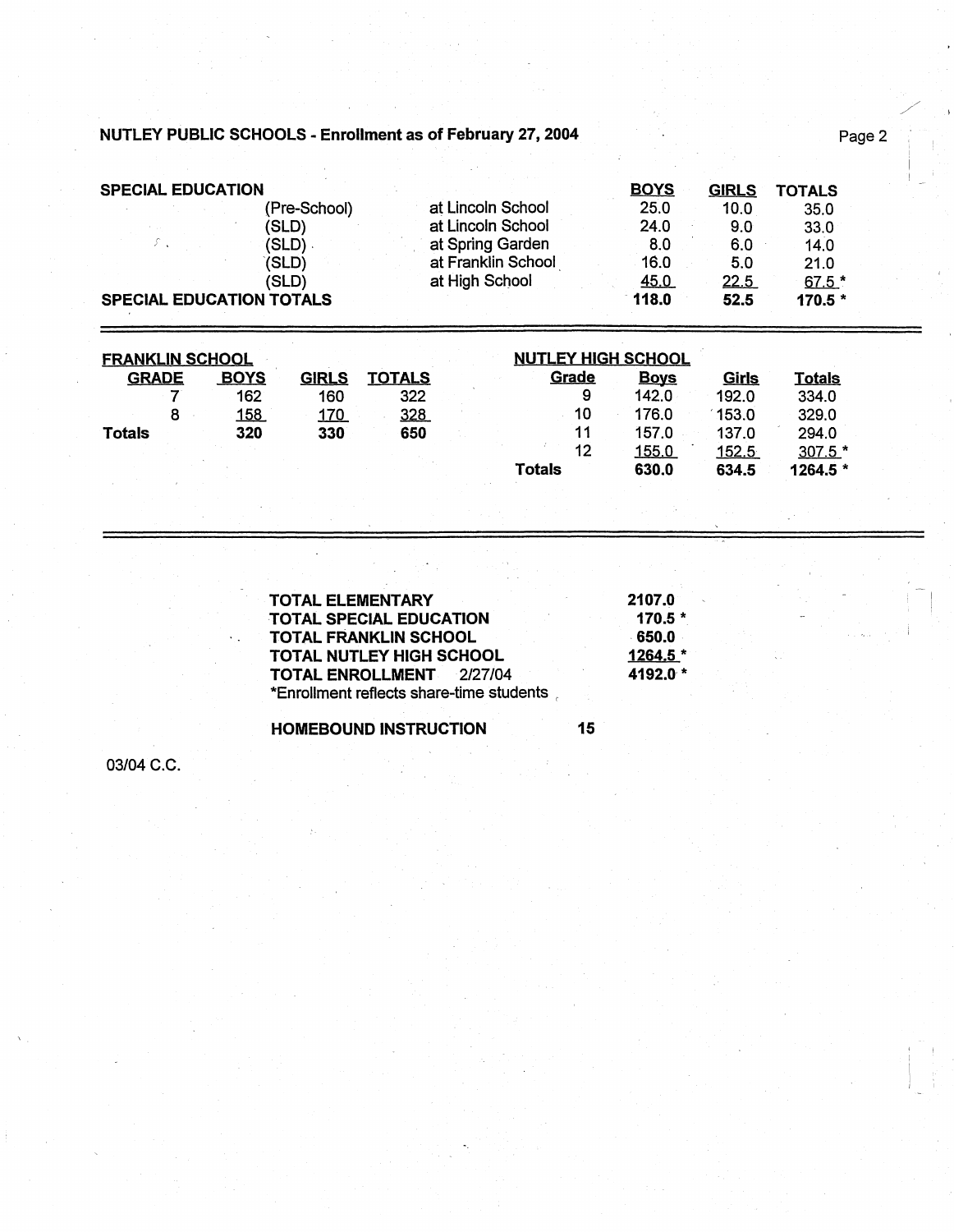## NUTLEY PUBLIC SCHOOLS - Enrollment as of February 27, 2004

| SPECIAL EDUCATION | | BOYS | GIRLS | TOTALS |
|---|---|---|---|---|
| (Pre-School) | at Lincoln School | 25.0 | 10.0 | 35.0 |
| (SLD) | at Lincoln School | 24.0 | 9.0 | 33.0 |
| (SLD) | at Spring Garden | 8.0 | 6.0 | 14.0 |
| (SLD) | at Franklin School | 16.0 | 5.0 | 21.0 |
| (SLD) | at High School | 45.0 | 22.5 | 67.5 * |
| **SPECIAL EDUCATION TOTALS** | | **118.0** | **52.5** | **170.5 *** |

**FRANKLIN SCHOOL**

| GRADE | BOYS | GIRLS | TOTALS |
|---|---|---|---|
| 7 | 162 | 160 | 322 |
| 8 | 158 | 170 | 328 |
| **Totals** | **320** | **330** | **650** |

**NUTLEY HIGH SCHOOL**

| Grade | Boys | Girls | Totals |
|---|---|---|---|
| 9 | 142.0 | 192.0 | 334.0 |
| 10 | 176.0 | 153.0 | 329.0 |
| 11 | 157.0 | 137.0 | 294.0 |
| 12 | 155.0 | 152.5 | 307.5 * |
| **Totals** | **630.0** | **634.5** | **1264.5 *** |

| | |
|---|---|
| **TOTAL ELEMENTARY** | **2107.0** |
| **TOTAL SPECIAL EDUCATION** | **170.5 *** |
| **TOTAL FRANKLIN SCHOOL** | **650.0** |
| **TOTAL NUTLEY HIGH SCHOOL** | **1264.5 *** |
| **TOTAL ENROLLMENT** 2/27/04 | **4192.0 *** |

*Enrollment reflects share-time students

**HOMEBOUND INSTRUCTION** **15**

03/04 C.C.